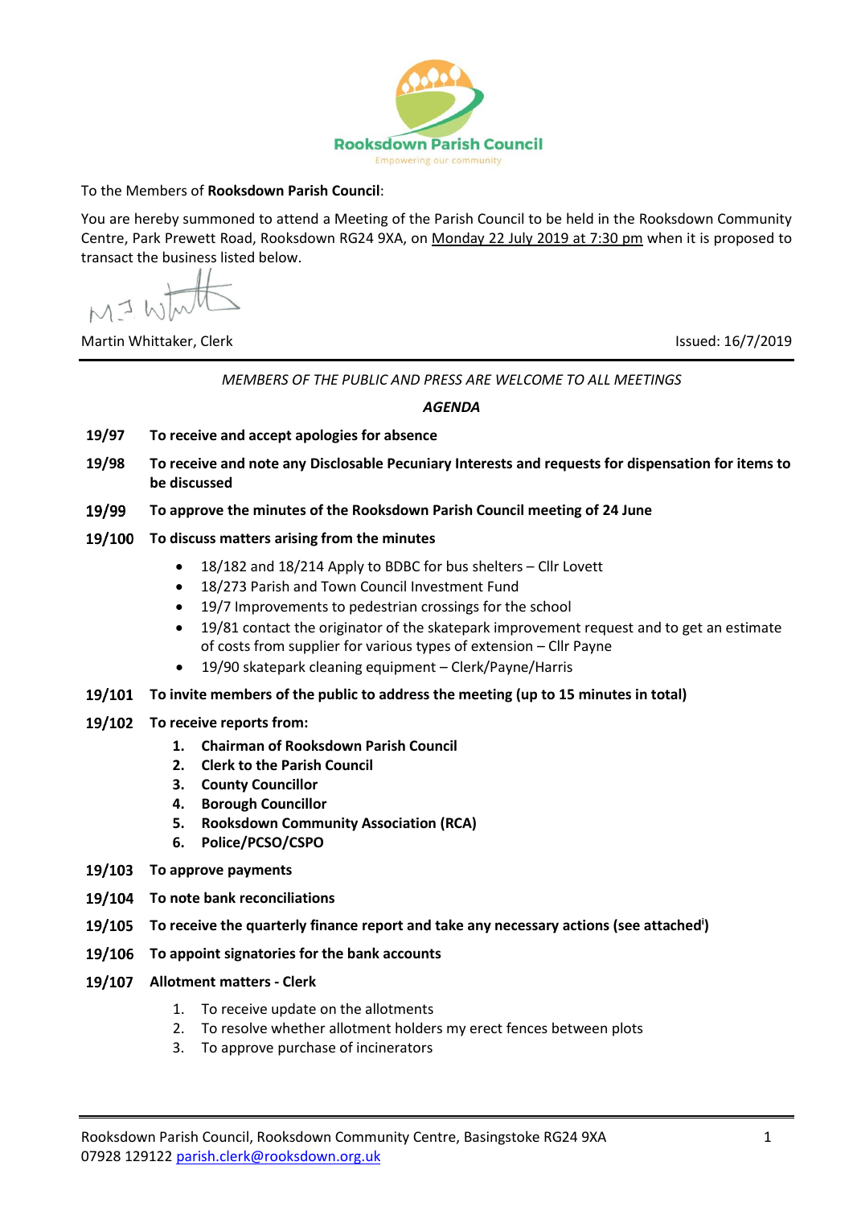**Rooksdown Parish Council**

Empowering our community

To the Members of **Rooksdown Parish Council**:

You are hereby summoned to attend a Meeting of the Parish Council to be held in the Rooksdown Community Centre, Park Prewett Road, Rooksdown RG24 9XA, on Monday 22 July 2019 at 7:30 pm when it is proposed to transact the business listed below.

Martin Whittaker, Clerk

Issued: 16/7/2019

---

*MEMBERS OF THE PUBLIC AND PRESS ARE WELCOME TO ALL MEETINGS*

***AGENDA***

**19/97** **To receive and accept apologies for absence**

**19/98** **To receive and note any Disclosable Pecuniary Interests and requests for dispensation for items to be discussed**

**19/99** **To approve the minutes of the Rooksdown Parish Council meeting of 24 June**

**19/100** **To discuss matters arising from the minutes**

- 18/182 and 18/214 Apply to BDBC for bus shelters – Cllr Lovett
- 18/273 Parish and Town Council Investment Fund
- 19/7 Improvements to pedestrian crossings for the school
- 19/81 contact the originator of the skatepark improvement request and to get an estimate of costs from supplier for various types of extension – Cllr Payne
- 19/90 skatepark cleaning equipment – Clerk/Payne/Harris

**19/101** **To invite members of the public to address the meeting (up to 15 minutes in total)**

**19/102** **To receive reports from:**

1. **Chairman of Rooksdown Parish Council**
2. **Clerk to the Parish Council**
3. **County Councillor**
4. **Borough Councillor**
5. **Rooksdown Community Association (RCA)**
6. **Police/PCSO/CSPO**

**19/103** **To approve payments**

**19/104** **To note bank reconciliations**

**19/105** **To receive the quarterly finance report and take any necessary actions (see attached[i])**

**19/106** **To appoint signatories for the bank accounts**

**19/107** **Allotment matters - Clerk**

1. To receive update on the allotments
2. To resolve whether allotment holders my erect fences between plots
3. To approve purchase of incinerators

---

Rooksdown Parish Council, Rooksdown Community Centre, Basingstoke RG24 9XA
07928 129122 parish.clerk@rooksdown.org.uk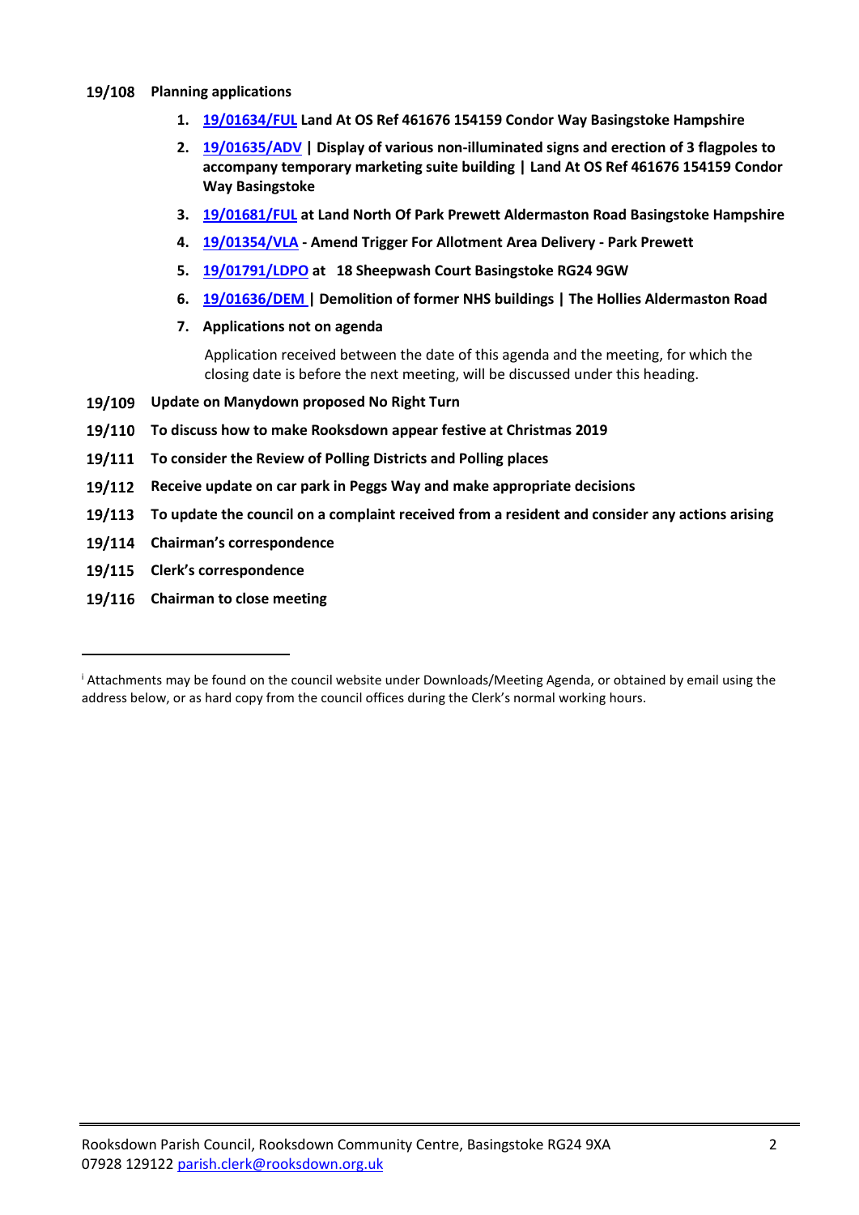**19/108 Planning applications**

1. **19/01634/FUL Land At OS Ref 461676 154159 Condor Way Basingstoke Hampshire**
2. **19/01635/ADV | Display of various non-illuminated signs and erection of 3 flagpoles to accompany temporary marketing suite building | Land At OS Ref 461676 154159 Condor Way Basingstoke**
3. **19/01681/FUL at Land North Of Park Prewett Aldermaston Road Basingstoke Hampshire**
4. **19/01354/VLA - Amend Trigger For Allotment Area Delivery - Park Prewett**
5. **19/01791/LDPO at 18 Sheepwash Court Basingstoke RG24 9GW**
6. **19/01636/DEM | Demolition of former NHS buildings | The Hollies Aldermaston Road**
7. **Applications not on agenda**

   Application received between the date of this agenda and the meeting, for which the closing date is before the next meeting, will be discussed under this heading.

**19/109 Update on Manydown proposed No Right Turn**

**19/110 To discuss how to make Rooksdown appear festive at Christmas 2019**

**19/111 To consider the Review of Polling Districts and Polling places**

**19/112 Receive update on car park in Peggs Way and make appropriate decisions**

**19/113 To update the council on a complaint received from a resident and consider any actions arising**

**19/114 Chairman's correspondence**

**19/115 Clerk's correspondence**

**19/116 Chairman to close meeting**

---

[i] Attachments may be found on the council website under Downloads/Meeting Agenda, or obtained by email using the address below, or as hard copy from the council offices during the Clerk's normal working hours.

Rooksdown Parish Council, Rooksdown Community Centre, Basingstoke RG24 9XA
07928 129122 parish.clerk@rooksdown.org.uk